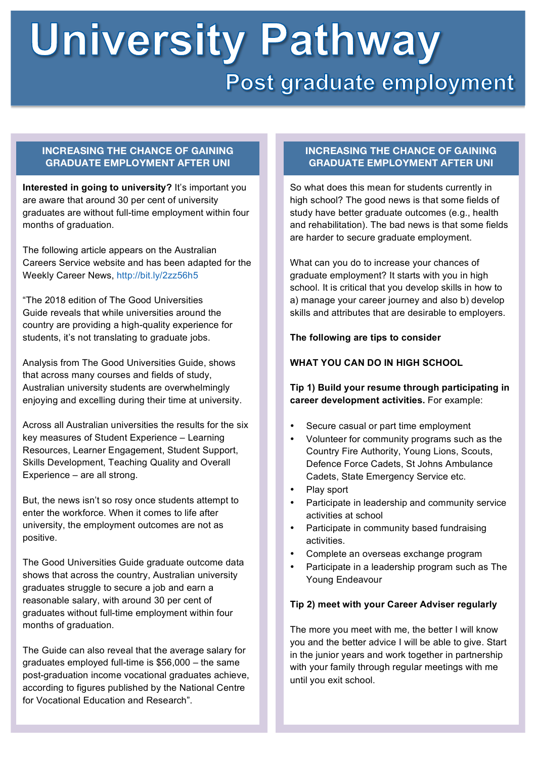# University Pathway

## Post graduate employment

### INCREASING THE CHANCE OF GAINING GRADUATE EMPLOYMENT AFTER UNI

**Interested in going to university?** It's important you are aware that around 30 per cent of university graduates are without full-time employment within four months of graduation.

The following article appears on the Australian Careers Service website and has been adapted for the Weekly Career News, http://bit.ly/2zz56h5

"The 2018 edition of The Good Universities Guide reveals that while universities around the country are providing a high-quality experience for students, it's not translating to graduate jobs.

Analysis from The Good Universities Guide, shows that across many courses and fields of study, Australian university students are overwhelmingly enjoying and excelling during their time at university.

Across all Australian universities the results for the six key measures of Student Experience – Learning Resources, Learner Engagement, Student Support, Skills Development, Teaching Quality and Overall Experience – are all strong.

But, the news isn't so rosy once students attempt to enter the workforce. When it comes to life after university, the employment outcomes are not as positive.

The Good Universities Guide graduate outcome data shows that across the country, Australian university graduates struggle to secure a job and earn a reasonable salary, with around 30 per cent of graduates without full-time employment within four months of graduation.

The Guide can also reveal that the average salary for graduates employed full-time is $56,000 – the same post-graduation income vocational graduates achieve, according to figures published by the National Centre for Vocational Education and Research".

### INCREASING THE CHANCE OF GAINING GRADUATE EMPLOYMENT AFTER UNI

So what does this mean for students currently in high school? The good news is that some fields of study have better graduate outcomes (e.g., health and rehabilitation). The bad news is that some fields are harder to secure graduate employment.

What can you do to increase your chances of graduate employment? It starts with you in high school. It is critical that you develop skills in how to a) manage your career journey and also b) develop skills and attributes that are desirable to employers.

**The following are tips to consider**

**WHAT YOU CAN DO IN HIGH SCHOOL**

**Tip 1) Build your resume through participating in career development activities.** For example:

- Secure casual or part time employment
- Volunteer for community programs such as the Country Fire Authority, Young Lions, Scouts, Defence Force Cadets, St Johns Ambulance Cadets, State Emergency Service etc.
- Play sport
- Participate in leadership and community service activities at school
- Participate in community based fundraising activities.
- Complete an overseas exchange program
- Participate in a leadership program such as The Young Endeavour

**Tip 2) meet with your Career Adviser regularly**

The more you meet with me, the better I will know you and the better advice I will be able to give. Start in the junior years and work together in partnership with your family through regular meetings with me until you exit school.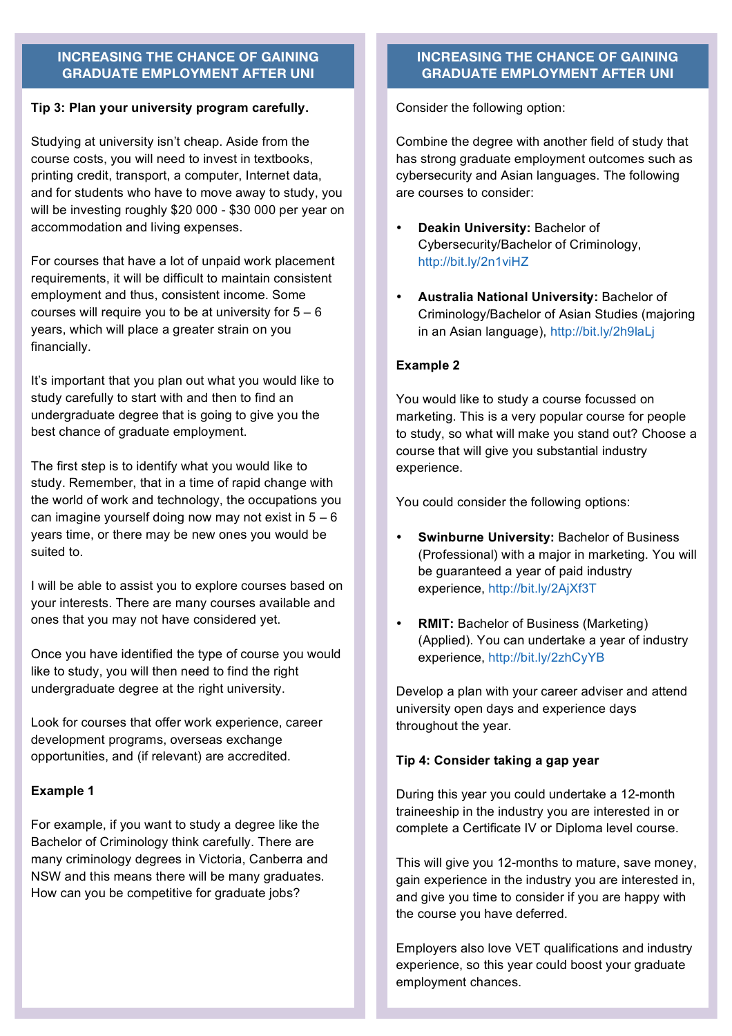## INCREASING THE CHANCE OF GAINING GRADUATE EMPLOYMENT AFTER UNI

**Tip 3: Plan your university program carefully.**

Studying at university isn't cheap. Aside from the course costs, you will need to invest in textbooks, printing credit, transport, a computer, Internet data, and for students who have to move away to study, you will be investing roughly $20 000 - $30 000 per year on accommodation and living expenses.

For courses that have a lot of unpaid work placement requirements, it will be difficult to maintain consistent employment and thus, consistent income. Some courses will require you to be at university for 5 – 6 years, which will place a greater strain on you financially.

It's important that you plan out what you would like to study carefully to start with and then to find an undergraduate degree that is going to give you the best chance of graduate employment.

The first step is to identify what you would like to study. Remember, that in a time of rapid change with the world of work and technology, the occupations you can imagine yourself doing now may not exist in 5 – 6 years time, or there may be new ones you would be suited to.

I will be able to assist you to explore courses based on your interests. There are many courses available and ones that you may not have considered yet.

Once you have identified the type of course you would like to study, you will then need to find the right undergraduate degree at the right university.

Look for courses that offer work experience, career development programs, overseas exchange opportunities, and (if relevant) are accredited.

**Example 1**

For example, if you want to study a degree like the Bachelor of Criminology think carefully. There are many criminology degrees in Victoria, Canberra and NSW and this means there will be many graduates. How can you be competitive for graduate jobs?

## INCREASING THE CHANCE OF GAINING GRADUATE EMPLOYMENT AFTER UNI

Consider the following option:

Combine the degree with another field of study that has strong graduate employment outcomes such as cybersecurity and Asian languages. The following are courses to consider:

- **Deakin University:** Bachelor of Cybersecurity/Bachelor of Criminology, http://bit.ly/2n1viHZ
- **Australia National University:** Bachelor of Criminology/Bachelor of Asian Studies (majoring in an Asian language), http://bit.ly/2h9laLj

**Example 2**

You would like to study a course focussed on marketing. This is a very popular course for people to study, so what will make you stand out? Choose a course that will give you substantial industry experience.

You could consider the following options:

- **Swinburne University:** Bachelor of Business (Professional) with a major in marketing. You will be guaranteed a year of paid industry experience, http://bit.ly/2AjXf3T
- **RMIT:** Bachelor of Business (Marketing) (Applied). You can undertake a year of industry experience, http://bit.ly/2zhCyYB

Develop a plan with your career adviser and attend university open days and experience days throughout the year.

**Tip 4: Consider taking a gap year**

During this year you could undertake a 12-month traineeship in the industry you are interested in or complete a Certificate IV or Diploma level course.

This will give you 12-months to mature, save money, gain experience in the industry you are interested in, and give you time to consider if you are happy with the course you have deferred.

Employers also love VET qualifications and industry experience, so this year could boost your graduate employment chances.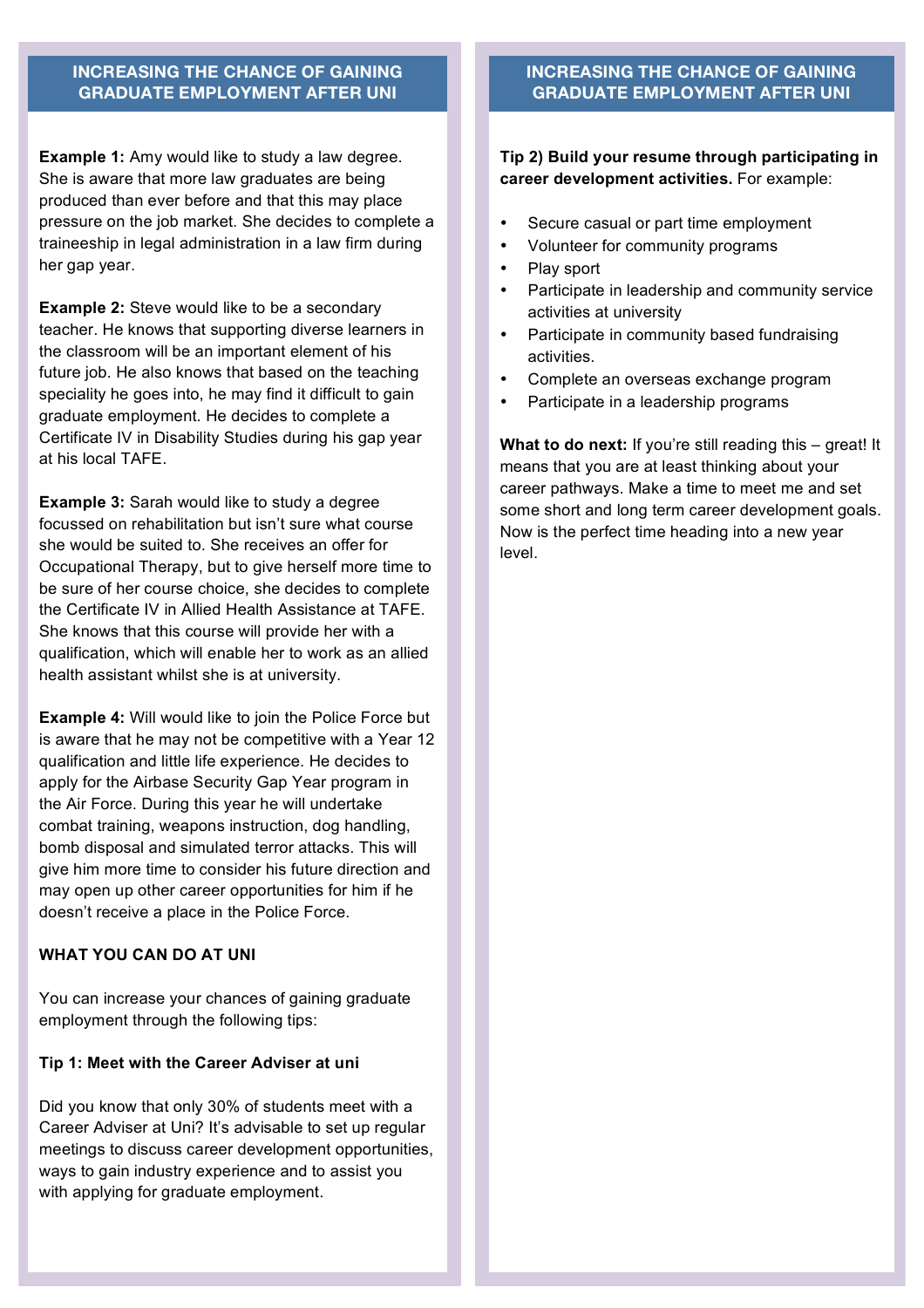## INCREASING THE CHANCE OF GAINING GRADUATE EMPLOYMENT AFTER UNI

**Example 1:** Amy would like to study a law degree. She is aware that more law graduates are being produced than ever before and that this may place pressure on the job market. She decides to complete a traineeship in legal administration in a law firm during her gap year.

**Example 2:** Steve would like to be a secondary teacher. He knows that supporting diverse learners in the classroom will be an important element of his future job. He also knows that based on the teaching speciality he goes into, he may find it difficult to gain graduate employment. He decides to complete a Certificate IV in Disability Studies during his gap year at his local TAFE.

**Example 3:** Sarah would like to study a degree focussed on rehabilitation but isn't sure what course she would be suited to. She receives an offer for Occupational Therapy, but to give herself more time to be sure of her course choice, she decides to complete the Certificate IV in Allied Health Assistance at TAFE. She knows that this course will provide her with a qualification, which will enable her to work as an allied health assistant whilst she is at university.

**Example 4:** Will would like to join the Police Force but is aware that he may not be competitive with a Year 12 qualification and little life experience. He decides to apply for the Airbase Security Gap Year program in the Air Force. During this year he will undertake combat training, weapons instruction, dog handling, bomb disposal and simulated terror attacks. This will give him more time to consider his future direction and may open up other career opportunities for him if he doesn't receive a place in the Police Force.

### WHAT YOU CAN DO AT UNI

You can increase your chances of gaining graduate employment through the following tips:

**Tip 1: Meet with the Career Adviser at uni**

Did you know that only 30% of students meet with a Career Adviser at Uni? It's advisable to set up regular meetings to discuss career development opportunities, ways to gain industry experience and to assist you with applying for graduate employment.

**Tip 2) Build your resume through participating in career development activities.** For example:

- Secure casual or part time employment
- Volunteer for community programs
- Play sport
- Participate in leadership and community service activities at university
- Participate in community based fundraising activities.
- Complete an overseas exchange program
- Participate in a leadership programs

**What to do next:** If you're still reading this – great! It means that you are at least thinking about your career pathways. Make a time to meet me and set some short and long term career development goals. Now is the perfect time heading into a new year level.